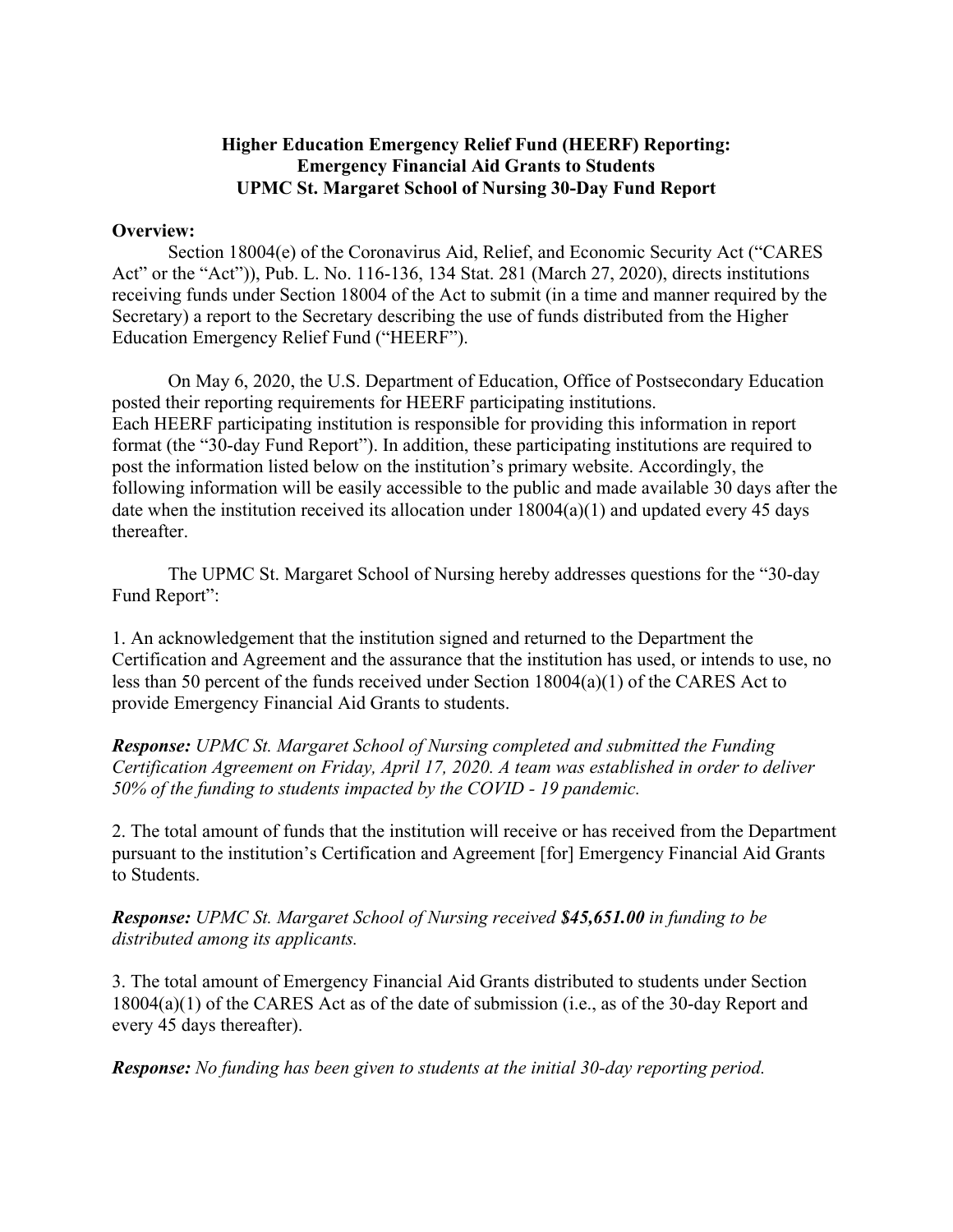**Higher Education Emergency Relief Fund (HEERF) Reporting:**
**Emergency Financial Aid Grants to Students**
**UPMC St. Margaret School of Nursing 30-Day Fund Report**

**Overview:**

Section 18004(e) of the Coronavirus Aid, Relief, and Economic Security Act ("CARES Act" or the "Act")), Pub. L. No. 116-136, 134 Stat. 281 (March 27, 2020), directs institutions receiving funds under Section 18004 of the Act to submit (in a time and manner required by the Secretary) a report to the Secretary describing the use of funds distributed from the Higher Education Emergency Relief Fund ("HEERF").

On May 6, 2020, the U.S. Department of Education, Office of Postsecondary Education posted their reporting requirements for HEERF participating institutions. Each HEERF participating institution is responsible for providing this information in report format (the "30-day Fund Report"). In addition, these participating institutions are required to post the information listed below on the institution's primary website. Accordingly, the following information will be easily accessible to the public and made available 30 days after the date when the institution received its allocation under 18004(a)(1) and updated every 45 days thereafter.

The UPMC St. Margaret School of Nursing hereby addresses questions for the "30-day Fund Report":

1. An acknowledgement that the institution signed and returned to the Department the Certification and Agreement and the assurance that the institution has used, or intends to use, no less than 50 percent of the funds received under Section 18004(a)(1) of the CARES Act to provide Emergency Financial Aid Grants to students.

***Response:*** *UPMC St. Margaret School of Nursing completed and submitted the Funding Certification Agreement on Friday, April 17, 2020. A team was established in order to deliver 50% of the funding to students impacted by the COVID - 19 pandemic.*

2. The total amount of funds that the institution will receive or has received from the Department pursuant to the institution's Certification and Agreement [for] Emergency Financial Aid Grants to Students.

***Response:*** *UPMC St. Margaret School of Nursing received* ***$45,651.00*** *in funding to be distributed among its applicants.*

3. The total amount of Emergency Financial Aid Grants distributed to students under Section 18004(a)(1) of the CARES Act as of the date of submission (i.e., as of the 30-day Report and every 45 days thereafter).

***Response:*** *No funding has been given to students at the initial 30-day reporting period.*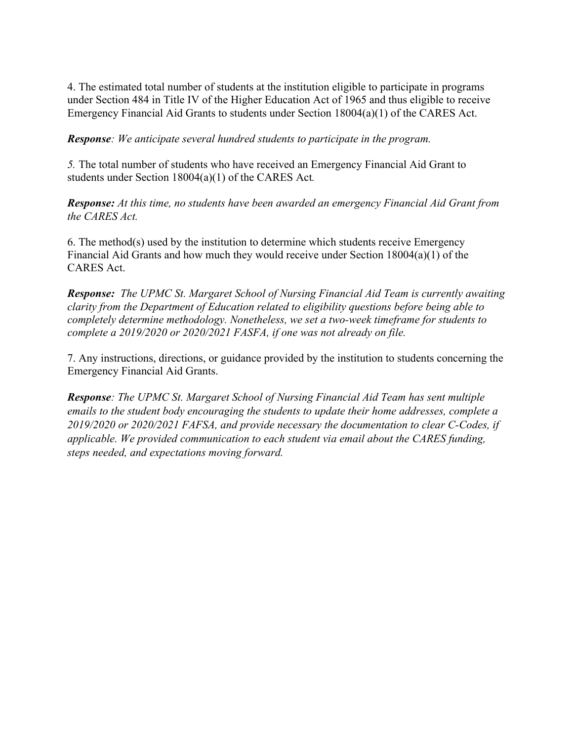4. The estimated total number of students at the institution eligible to participate in programs under Section 484 in Title IV of the Higher Education Act of 1965 and thus eligible to receive Emergency Financial Aid Grants to students under Section 18004(a)(1) of the CARES Act.

***Response****: We anticipate several hundred students to participate in the program.*

*5.* The total number of students who have received an Emergency Financial Aid Grant to students under Section 18004(a)(1) of the CARES Act*.*

***Response:*** *At this time, no students have been awarded an emergency Financial Aid Grant from the CARES Act.*

6. The method(s) used by the institution to determine which students receive Emergency Financial Aid Grants and how much they would receive under Section 18004(a)(1) of the CARES Act.

***Response:*** *The UPMC St. Margaret School of Nursing Financial Aid Team is currently awaiting clarity from the Department of Education related to eligibility questions before being able to completely determine methodology. Nonetheless, we set a two-week timeframe for students to complete a 2019/2020 or 2020/2021 FASFA, if one was not already on file.*

7. Any instructions, directions, or guidance provided by the institution to students concerning the Emergency Financial Aid Grants.

***Response****: The UPMC St. Margaret School of Nursing Financial Aid Team has sent multiple emails to the student body encouraging the students to update their home addresses, complete a 2019/2020 or 2020/2021 FAFSA, and provide necessary the documentation to clear C-Codes, if applicable. We provided communication to each student via email about the CARES funding, steps needed, and expectations moving forward.*